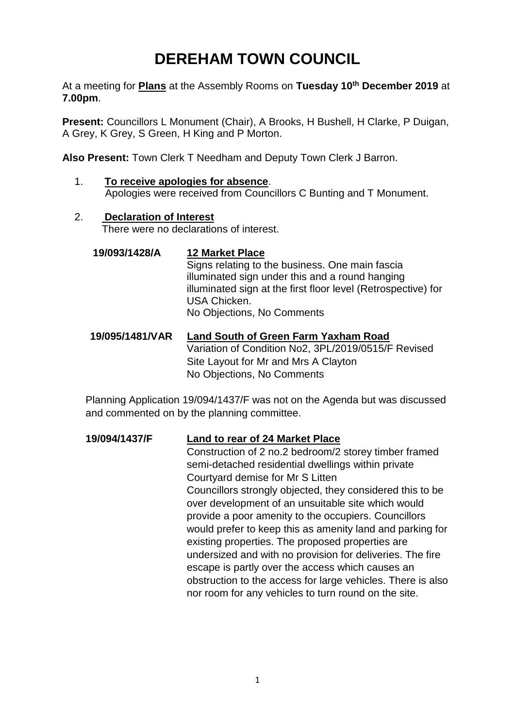# DEREHAM TOWN COUNCIL

At a meeting for **Plans** at the Assembly Rooms on **Tuesday 10th December 2019** at **7.00pm**.

**Present:** Councillors L Monument (Chair), A Brooks, H Bushell, H Clarke, P Duigan, A Grey, K Grey, S Green, H King and P Morton.

**Also Present:** Town Clerk T Needham and Deputy Town Clerk J Barron.

1. **To receive apologies for absence**.
   Apologies were received from Councillors C Bunting and T Monument.

2. **Declaration of Interest**
   There were no declarations of interest.

**19/093/1428/A** **12 Market Place**
Signs relating to the business. One main fascia illuminated sign under this and a round hanging illuminated sign at the first floor level (Retrospective) for USA Chicken.
No Objections, No Comments

**19/095/1481/VAR** **Land South of Green Farm Yaxham Road**
Variation of Condition No2, 3PL/2019/0515/F Revised Site Layout for Mr and Mrs A Clayton
No Objections, No Comments

Planning Application 19/094/1437/F was not on the Agenda but was discussed and commented on by the planning committee.

**19/094/1437/F** **Land to rear of 24 Market Place**
Construction of 2 no.2 bedroom/2 storey timber framed semi-detached residential dwellings within private Courtyard demise for Mr S Litten
Councillors strongly objected, they considered this to be over development of an unsuitable site which would provide a poor amenity to the occupiers. Councillors would prefer to keep this as amenity land and parking for existing properties. The proposed properties are undersized and with no provision for deliveries. The fire escape is partly over the access which causes an obstruction to the access for large vehicles. There is also nor room for any vehicles to turn round on the site.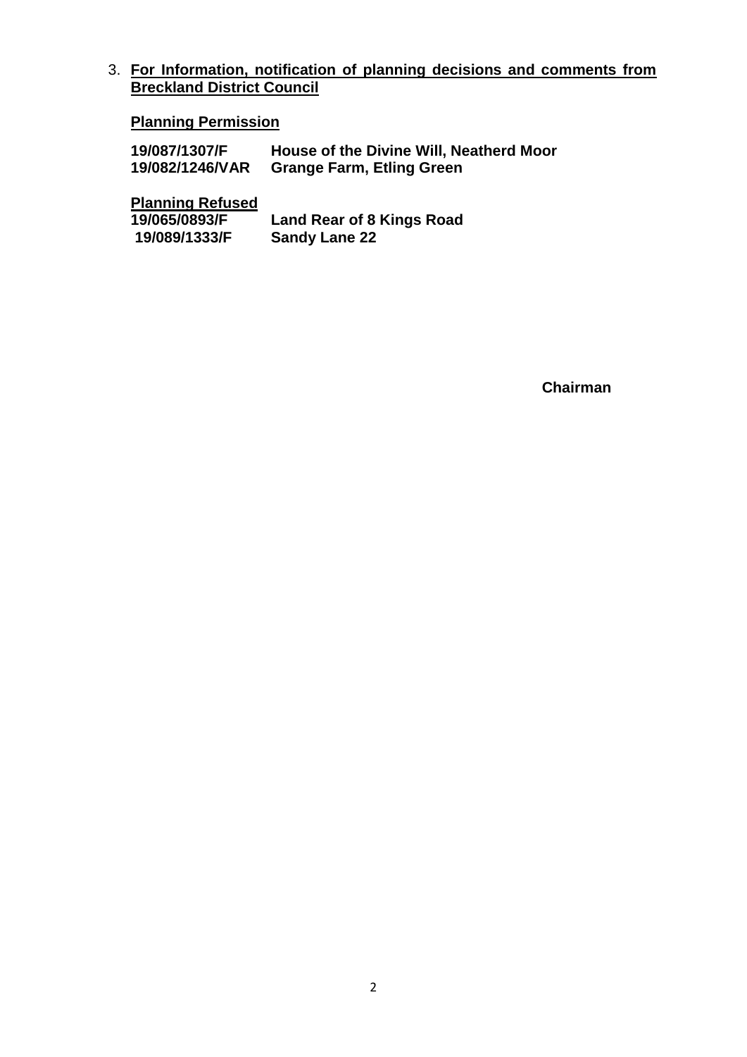3. **For Information, notification of planning decisions and comments from Breckland District Council**

**Planning Permission**

| | |
|---|---|
| **19/087/1307/F** | **House of the Divine Will, Neatherd Moor** |
| **19/082/1246/VAR** | **Grange Farm, Etling Green** |

**Planning Refused**

| | |
|---|---|
| **19/065/0893/F** | **Land Rear of 8 Kings Road** |
| **19/089/1333/F** | **Sandy Lane 22** |

**Chairman**